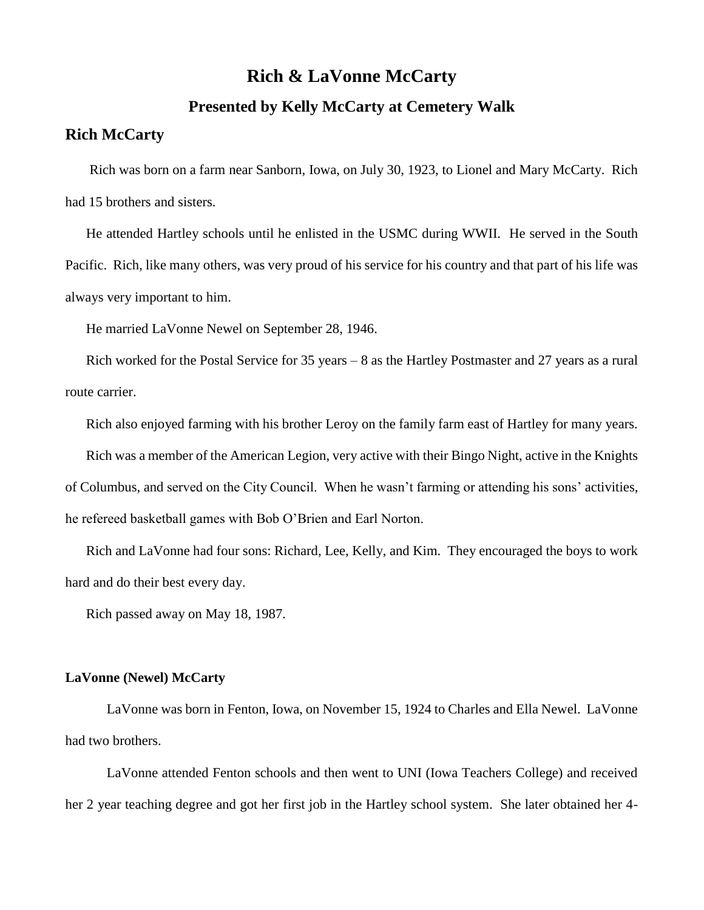# Rich & LaVonne McCarty

## Presented by Kelly McCarty at Cemetery Walk

## Rich McCarty

Rich was born on a farm near Sanborn, Iowa, on July 30, 1923, to Lionel and Mary McCarty. Rich had 15 brothers and sisters.

He attended Hartley schools until he enlisted in the USMC during WWII. He served in the South Pacific. Rich, like many others, was very proud of his service for his country and that part of his life was always very important to him.

He married LaVonne Newel on September 28, 1946.

Rich worked for the Postal Service for 35 years – 8 as the Hartley Postmaster and 27 years as a rural route carrier.

Rich also enjoyed farming with his brother Leroy on the family farm east of Hartley for many years.

Rich was a member of the American Legion, very active with their Bingo Night, active in the Knights of Columbus, and served on the City Council. When he wasn't farming or attending his sons' activities, he refereed basketball games with Bob O'Brien and Earl Norton.

Rich and LaVonne had four sons: Richard, Lee, Kelly, and Kim. They encouraged the boys to work hard and do their best every day.

Rich passed away on May 18, 1987.

### LaVonne (Newel) McCarty

LaVonne was born in Fenton, Iowa, on November 15, 1924 to Charles and Ella Newel. LaVonne had two brothers.

LaVonne attended Fenton schools and then went to UNI (Iowa Teachers College) and received her 2 year teaching degree and got her first job in the Hartley school system. She later obtained her 4-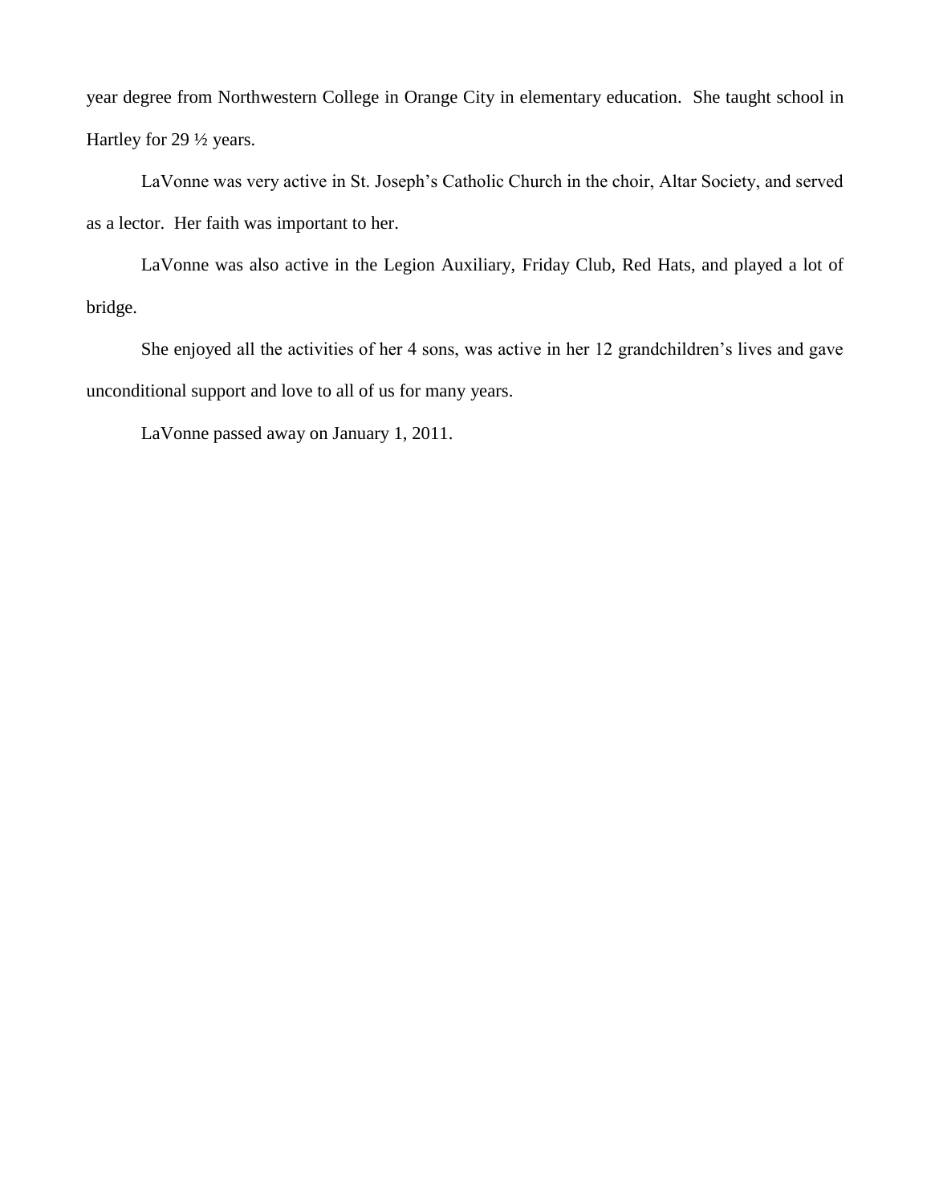year degree from Northwestern College in Orange City in elementary education. She taught school in Hartley for 29 ½ years.

LaVonne was very active in St. Joseph's Catholic Church in the choir, Altar Society, and served as a lector. Her faith was important to her.

LaVonne was also active in the Legion Auxiliary, Friday Club, Red Hats, and played a lot of bridge.

She enjoyed all the activities of her 4 sons, was active in her 12 grandchildren's lives and gave unconditional support and love to all of us for many years.

LaVonne passed away on January 1, 2011.